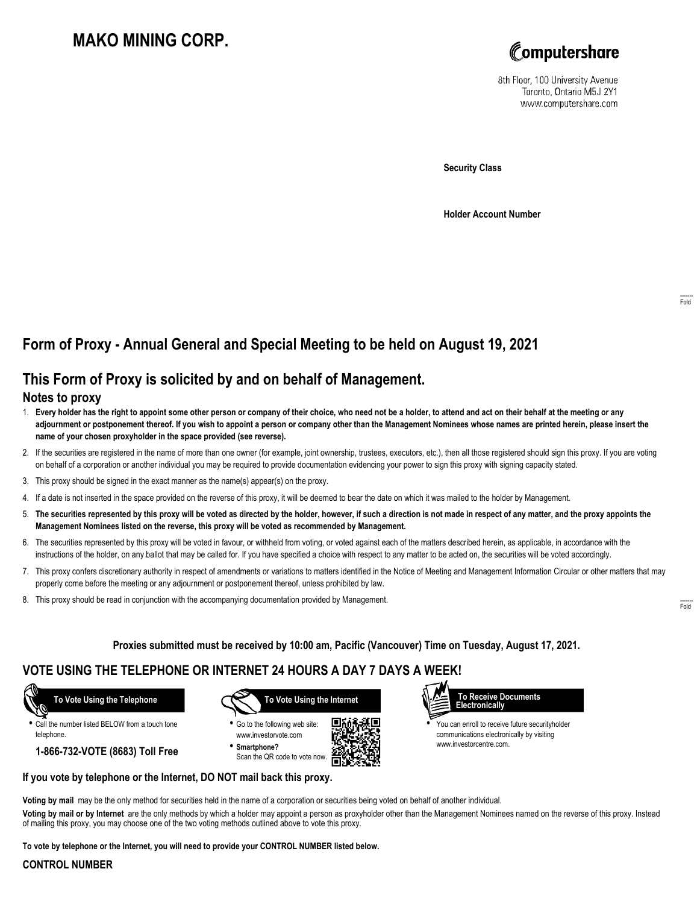# MAKO MINING CORP.

Computershare

8th Floor, 100 University Avenue
Toronto, Ontario M5J 2Y1
www.computershare.com

**Security Class**

**Holder Account Number**

Fold

## Form of Proxy - Annual General and Special Meeting to be held on August 19, 2021

## This Form of Proxy is solicited by and on behalf of Management.

### Notes to proxy

1. **Every holder has the right to appoint some other person or company of their choice, who need not be a holder, to attend and act on their behalf at the meeting or any adjournment or postponement thereof. If you wish to appoint a person or company other than the Management Nominees whose names are printed herein, please insert the name of your chosen proxyholder in the space provided (see reverse).**
2. If the securities are registered in the name of more than one owner (for example, joint ownership, trustees, executors, etc.), then all those registered should sign this proxy. If you are voting on behalf of a corporation or another individual you may be required to provide documentation evidencing your power to sign this proxy with signing capacity stated.
3. This proxy should be signed in the exact manner as the name(s) appear(s) on the proxy.
4. If a date is not inserted in the space provided on the reverse of this proxy, it will be deemed to bear the date on which it was mailed to the holder by Management.
5. **The securities represented by this proxy will be voted as directed by the holder, however, if such a direction is not made in respect of any matter, and the proxy appoints the Management Nominees listed on the reverse, this proxy will be voted as recommended by Management.**
6. The securities represented by this proxy will be voted in favour, or withheld from voting, or voted against each of the matters described herein, as applicable, in accordance with the instructions of the holder, on any ballot that may be called for. If you have specified a choice with respect to any matter to be acted on, the securities will be voted accordingly.
7. This proxy confers discretionary authority in respect of amendments or variations to matters identified in the Notice of Meeting and Management Information Circular or other matters that may properly come before the meeting or any adjournment or postponement thereof, unless prohibited by law.
8. This proxy should be read in conjunction with the accompanying documentation provided by Management.

Fold

**Proxies submitted must be received by 10:00 am, Pacific (Vancouver) Time on Tuesday, August 17, 2021.**

## VOTE USING THE TELEPHONE OR INTERNET 24 HOURS A DAY 7 DAYS A WEEK!

**To Vote Using the Telephone**

- Call the number listed BELOW from a touch tone telephone.

**1-866-732-VOTE (8683) Toll Free**

**To Vote Using the Internet**

- Go to the following web site: www.investorvote.com
- **Smartphone?** Scan the QR code to vote now.

**To Receive Documents Electronically**

- You can enroll to receive future securityholder communications electronically by visiting www.investorcentre.com.

**If you vote by telephone or the Internet, DO NOT mail back this proxy.**

**Voting by mail** may be the only method for securities held in the name of a corporation or securities being voted on behalf of another individual.

**Voting by mail or by Internet** are the only methods by which a holder may appoint a person as proxyholder other than the Management Nominees named on the reverse of this proxy. Instead of mailing this proxy, you may choose one of the two voting methods outlined above to vote this proxy.

**To vote by telephone or the Internet, you will need to provide your CONTROL NUMBER listed below.**

**CONTROL NUMBER**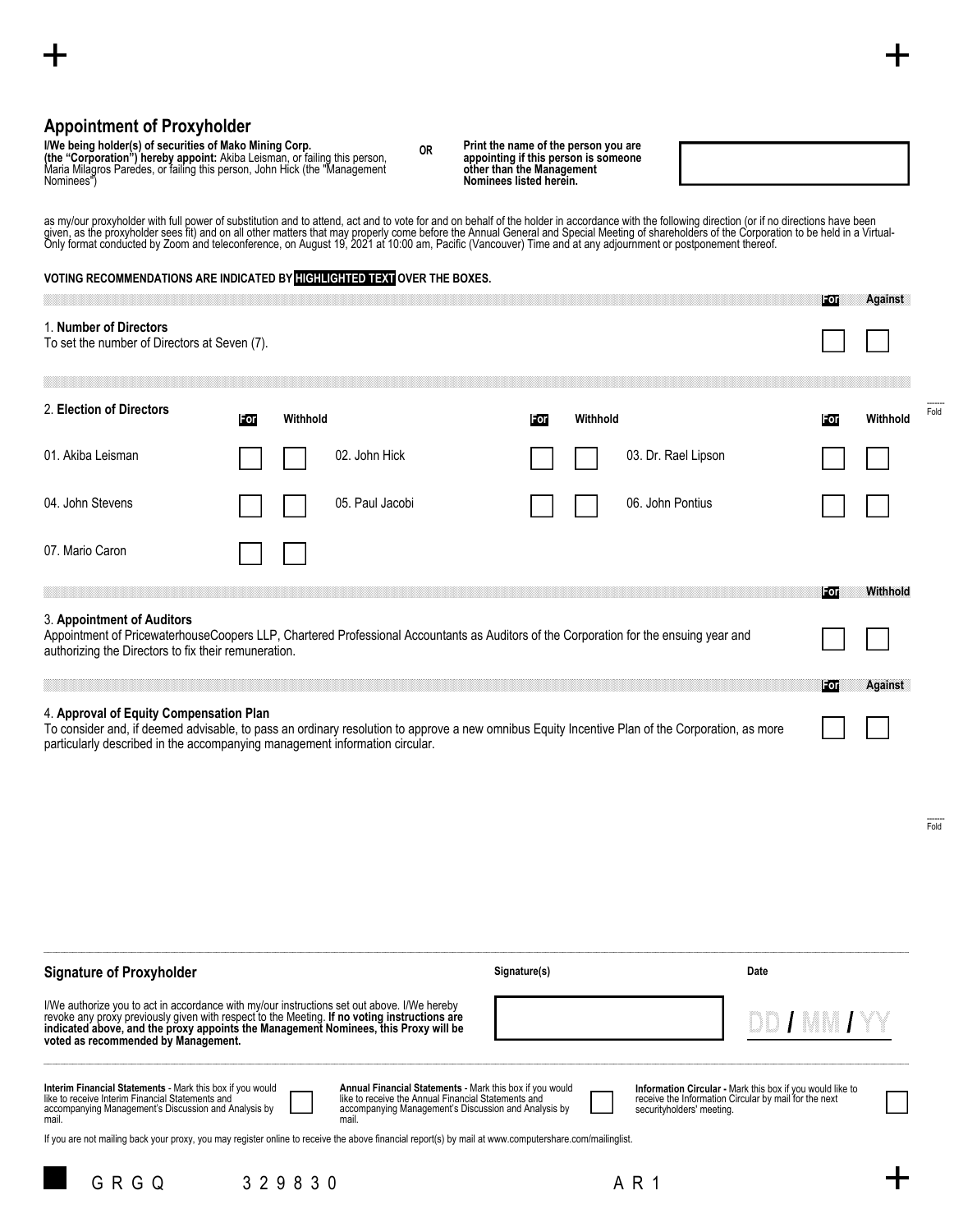## Appointment of Proxyholder

**I/We being holder(s) of securities of Mako Mining Corp. (the "Corporation") hereby appoint:** Akiba Leisman, or failing this person, Maria Milagros Paredes, or failing this person, John Hick (the "Management Nominees")

**OR**

**Print the name of the person you are appointing if this person is someone other than the Management Nominees listed herein.**

as my/our proxyholder with full power of substitution and to attend, act and to vote for and on behalf of the holder in accordance with the following direction (or if no directions have been given, as the proxyholder sees fit) and on all other matters that may properly come before the Annual General and Special Meeting of shareholders of the Corporation to be held in a Virtual-Only format conducted by Zoom and teleconference, on August 19, 2021 at 10:00 am, Pacific (Vancouver) Time and at any adjournment or postponement thereof.

**VOTING RECOMMENDATIONS ARE INDICATED BY HIGHLIGHTED TEXT OVER THE BOXES.**

| | For | Against |
|---|---|---|
| 1. **Number of Directors**<br>To set the number of Directors at Seven (7). | ☐ | ☐ |

2. **Election of Directors**

| | For | Withhold | | For | Withhold | | For | Withhold |
|---|---|---|---|---|---|---|---|---|
| 01. Akiba Leisman | ☐ | ☐ | 02. John Hick | ☐ | ☐ | 03. Dr. Rael Lipson | ☐ | ☐ |
| 04. John Stevens | ☐ | ☐ | 05. Paul Jacobi | ☐ | ☐ | 06. John Pontius | ☐ | ☐ |
| 07. Mario Caron | ☐ | ☐ | | | | | | |

| | For | Withhold |
|---|---|---|
| 3. **Appointment of Auditors**<br>Appointment of PricewaterhouseCoopers LLP, Chartered Professional Accountants as Auditors of the Corporation for the ensuing year and authorizing the Directors to fix their remuneration. | ☐ | ☐ |

| | For | Against |
|---|---|---|
| 4. **Approval of Equity Compensation Plan**<br>To consider and, if deemed advisable, to pass an ordinary resolution to approve a new omnibus Equity Incentive Plan of the Corporation, as more particularly described in the accompanying management information circular. | ☐ | ☐ |

Fold

Fold

## Signature of Proxyholder

I/We authorize you to act in accordance with my/our instructions set out above. I/We hereby revoke any proxy previously given with respect to the Meeting. **If no voting instructions are indicated above, and the proxy appoints the Management Nominees, this Proxy will be voted as recommended by Management.**

**Signature(s)**

**Date**

DD / MM / YY

**Interim Financial Statements** - Mark this box if you would like to receive Interim Financial Statements and accompanying Management's Discussion and Analysis by mail. ☐

**Annual Financial Statements** - Mark this box if you would like to receive the Annual Financial Statements and accompanying Management's Discussion and Analysis by mail. ☐

**Information Circular -** Mark this box if you would like to receive the Information Circular by mail for the next securityholders' meeting. ☐

If you are not mailing back your proxy, you may register online to receive the above financial report(s) by mail at www.computershare.com/mailinglist.

G R G Q 3 2 9 8 3 0 A R 1